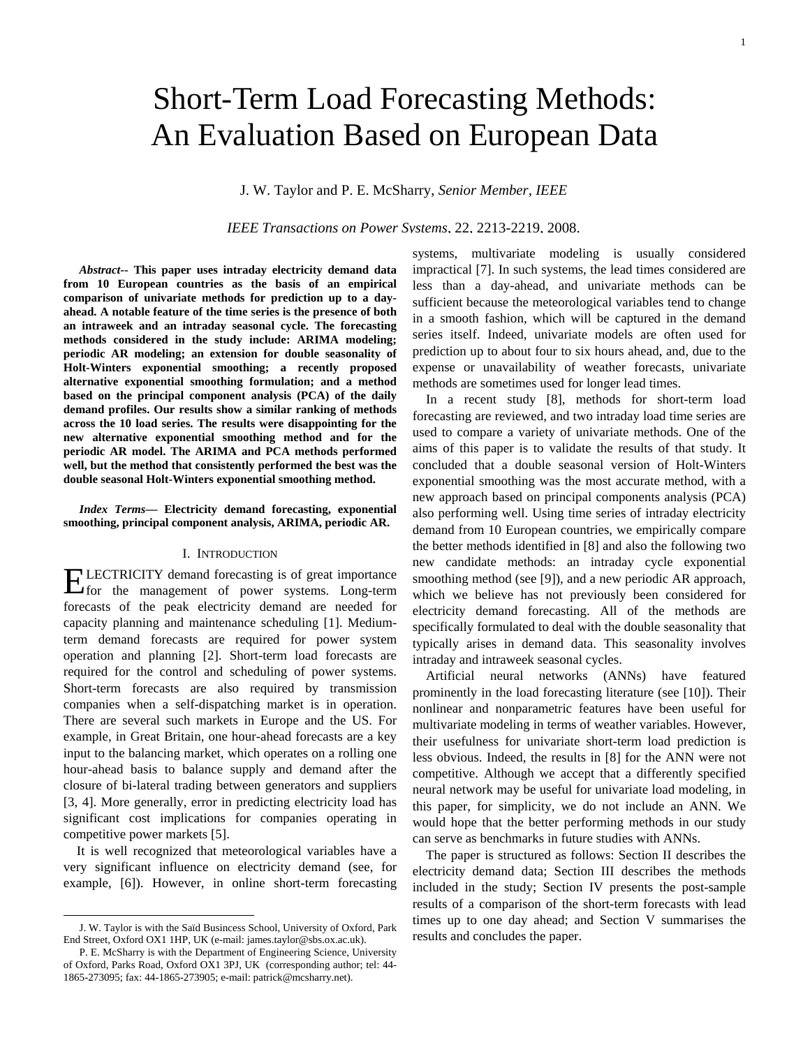# Short-Term Load Forecasting Methods: An Evaluation Based on European Data

J. W. Taylor and P. E. McSharry, *Senior Member, IEEE*

*IEEE Transactions on Power Systems*, 22, 2213-2219, 2008.

***Abstract*-- This paper uses intraday electricity demand data from 10 European countries as the basis of an empirical comparison of univariate methods for prediction up to a day-ahead. A notable feature of the time series is the presence of both an intraweek and an intraday seasonal cycle. The forecasting methods considered in the study include: ARIMA modeling; periodic AR modeling; an extension for double seasonality of Holt-Winters exponential smoothing; a recently proposed alternative exponential smoothing formulation; and a method based on the principal component analysis (PCA) of the daily demand profiles. Our results show a similar ranking of methods across the 10 load series. The results were disappointing for the new alternative exponential smoothing method and for the periodic AR model. The ARIMA and PCA methods performed well, but the method that consistently performed the best was the double seasonal Holt-Winters exponential smoothing method.**

***Index Terms*— Electricity demand forecasting, exponential smoothing, principal component analysis, ARIMA, periodic AR.**

## I. Introduction

ELECTRICITY demand forecasting is of great importance for the management of power systems. Long-term forecasts of the peak electricity demand are needed for capacity planning and maintenance scheduling [1]. Medium-term demand forecasts are required for power system operation and planning [2]. Short-term load forecasts are required for the control and scheduling of power systems. Short-term forecasts are also required by transmission companies when a self-dispatching market is in operation. There are several such markets in Europe and the US. For example, in Great Britain, one hour-ahead forecasts are a key input to the balancing market, which operates on a rolling one hour-ahead basis to balance supply and demand after the closure of bi-lateral trading between generators and suppliers [3, 4]. More generally, error in predicting electricity load has significant cost implications for companies operating in competitive power markets [5].

It is well recognized that meteorological variables have a very significant influence on electricity demand (see, for example, [6]). However, in online short-term forecasting systems, multivariate modeling is usually considered impractical [7]. In such systems, the lead times considered are less than a day-ahead, and univariate methods can be sufficient because the meteorological variables tend to change in a smooth fashion, which will be captured in the demand series itself. Indeed, univariate models are often used for prediction up to about four to six hours ahead, and, due to the expense or unavailability of weather forecasts, univariate methods are sometimes used for longer lead times.

In a recent study [8], methods for short-term load forecasting are reviewed, and two intraday load time series are used to compare a variety of univariate methods. One of the aims of this paper is to validate the results of that study. It concluded that a double seasonal version of Holt-Winters exponential smoothing was the most accurate method, with a new approach based on principal components analysis (PCA) also performing well. Using time series of intraday electricity demand from 10 European countries, we empirically compare the better methods identified in [8] and also the following two new candidate methods: an intraday cycle exponential smoothing method (see [9]), and a new periodic AR approach, which we believe has not previously been considered for electricity demand forecasting. All of the methods are specifically formulated to deal with the double seasonality that typically arises in demand data. This seasonality involves intraday and intraweek seasonal cycles.

Artificial neural networks (ANNs) have featured prominently in the load forecasting literature (see [10]). Their nonlinear and nonparametric features have been useful for multivariate modeling in terms of weather variables. However, their usefulness for univariate short-term load prediction is less obvious. Indeed, the results in [8] for the ANN were not competitive. Although we accept that a differently specified neural network may be useful for univariate load modeling, in this paper, for simplicity, we do not include an ANN. We would hope that the better performing methods in our study can serve as benchmarks in future studies with ANNs.

The paper is structured as follows: Section II describes the electricity demand data; Section III describes the methods included in the study; Section IV presents the post-sample results of a comparison of the short-term forecasts with lead times up to one day ahead; and Section V summarises the results and concludes the paper.

---

J. W. Taylor is with the Saïd Busincess School, University of Oxford, Park End Street, Oxford OX1 1HP, UK (e-mail: james.taylor@sbs.ox.ac.uk).

P. E. McSharry is with the Department of Engineering Science, University of Oxford, Parks Road, Oxford OX1 3PJ, UK (corresponding author; tel: 44-1865-273095; fax: 44-1865-273905; e-mail: patrick@mcsharry.net).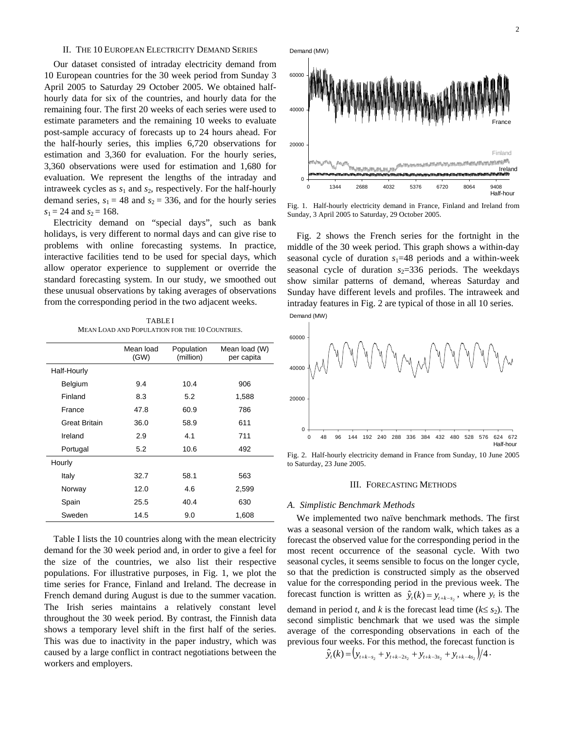## II. The 10 European Electricity Demand Series

Our dataset consisted of intraday electricity demand from 10 European countries for the 30 week period from Sunday 3 April 2005 to Saturday 29 October 2005. We obtained half-hourly data for six of the countries, and hourly data for the remaining four. The first 20 weeks of each series were used to estimate parameters and the remaining 10 weeks to evaluate post-sample accuracy of forecasts up to 24 hours ahead. For the half-hourly series, this implies 6,720 observations for estimation and 3,360 for evaluation. For the hourly series, 3,360 observations were used for estimation and 1,680 for evaluation. We represent the lengths of the intraday and intraweek cycles as $s_1$ and $s_2$, respectively. For the half-hourly demand series, $s_1 = 48$ and $s_2 = 336$, and for the hourly series $s_1 = 24$ and $s_2 = 168$.

Electricity demand on "special days", such as bank holidays, is very different to normal days and can give rise to problems with online forecasting systems. In practice, interactive facilities tend to be used for special days, which allow operator experience to supplement or override the standard forecasting system. In our study, we smoothed out these unusual observations by taking averages of observations from the corresponding period in the two adjacent weeks.

TABLE I
Mean Load and Population for the 10 Countries.

| | Mean load (GW) | Population (million) | Mean load (W) per capita |
|---|---|---|---|
| Half-Hourly | | | |
| Belgium | 9.4 | 10.4 | 906 |
| Finland | 8.3 | 5.2 | 1,588 |
| France | 47.8 | 60.9 | 786 |
| Great Britain | 36.0 | 58.9 | 611 |
| Ireland | 2.9 | 4.1 | 711 |
| Portugal | 5.2 | 10.6 | 492 |
| Hourly | | | |
| Italy | 32.7 | 58.1 | 563 |
| Norway | 12.0 | 4.6 | 2,599 |
| Spain | 25.5 | 40.4 | 630 |
| Sweden | 14.5 | 9.0 | 1,608 |

Table I lists the 10 countries along with the mean electricity demand for the 30 week period and, in order to give a feel for the size of the countries, we also list their respective populations. For illustrative purposes, in Fig. 1, we plot the time series for France, Finland and Ireland. The decrease in French demand during August is due to the summer vacation. The Irish series maintains a relatively constant level throughout the 30 week period. By contrast, the Finnish data shows a temporary level shift in the first half of the series. This was due to inactivity in the paper industry, which was caused by a large conflict in contract negotiations between the workers and employers.

Fig. 1. Half-hourly electricity demand in France, Finland and Ireland from Sunday, 3 April 2005 to Saturday, 29 October 2005.

Fig. 2 shows the French series for the fortnight in the middle of the 30 week period. This graph shows a within-day seasonal cycle of duration $s_1$=48 periods and a within-week seasonal cycle of duration $s_2$=336 periods. The weekdays show similar patterns of demand, whereas Saturday and Sunday have different levels and profiles. The intraweek and intraday features in Fig. 2 are typical of those in all 10 series.

Fig. 2. Half-hourly electricity demand in France from Sunday, 10 June 2005 to Saturday, 23 June 2005.

## III. Forecasting Methods

### A. Simplistic Benchmark Methods

We implemented two naïve benchmark methods. The first was a seasonal version of the random walk, which takes as a forecast the observed value for the corresponding period in the most recent occurrence of the seasonal cycle. With two seasonal cycles, it seems sensible to focus on the longer cycle, so that the prediction is constructed simply as the observed value for the corresponding period in the previous week. The forecast function is written as $\hat{y}_t(k) = y_{t+k-s_2}$, where $y_t$ is the demand in period $t$, and $k$ is the forecast lead time ($k \leq s_2$). The second simplistic benchmark that we used was the simple average of the corresponding observations in each of the previous four weeks. For this method, the forecast function is

$$\hat{y}_t(k) = \left(y_{t+k-s_2} + y_{t+k-2s_2} + y_{t+k-3s_2} + y_{t+k-4s_2}\right)/4.$$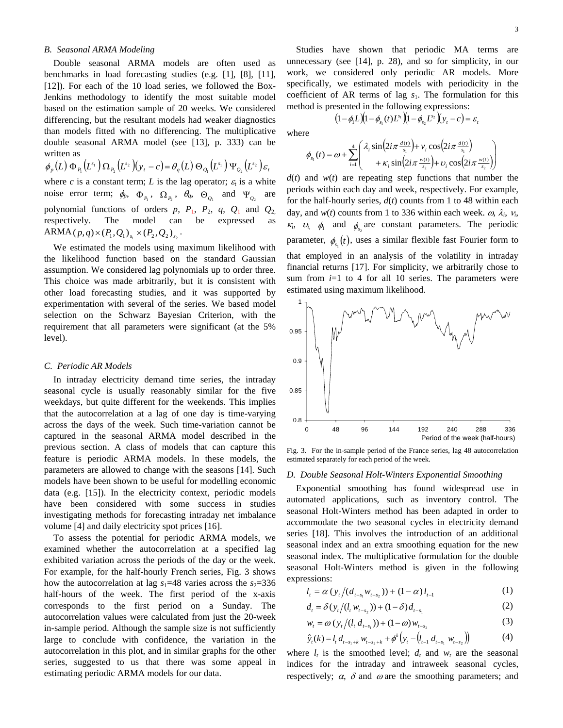### B. Seasonal ARMA Modeling

Double seasonal ARMA models are often used as benchmarks in load forecasting studies (e.g. [1], [8], [11], [12]). For each of the 10 load series, we followed the Box-Jenkins methodology to identify the most suitable model based on the estimation sample of 20 weeks. We considered differencing, but the resultant models had weaker diagnostics than models fitted with no differencing. The multiplicative double seasonal ARMA model (see [13], p. 333) can be written as

$$\phi_p(L)\,\Phi_{P_1}\left(L^{s_1}\right)\Omega_{P_2}\left(L^{s_2}\right)(y_t - c) = \theta_q(L)\,\Theta_{Q_1}\left(L^{s_1}\right)\Psi_{Q_2}\left(L^{s_2}\right)\varepsilon_t$$

where $c$ is a constant term; $L$ is the lag operator; $\varepsilon_t$ is a white noise error term; $\phi_p$, $\Phi_{P_1}$, $\Omega_{P_2}$, $\theta_q$, $\Theta_{Q_1}$ and $\Psi_{Q_2}$ are polynomial functions of orders $p$, $P_1$, $P_2$, $q$, $Q_1$ and $Q_2$, respectively. The model can be expressed as ARMA$(p,q)\times(P_1,Q_1)_{s_1}\times(P_2,Q_2)_{s_2}$.

We estimated the models using maximum likelihood with the likelihood function based on the standard Gaussian assumption. We considered lag polynomials up to order three. This choice was made arbitrarily, but it is consistent with other load forecasting studies, and it was supported by experimentation with several of the series. We based model selection on the Schwarz Bayesian Criterion, with the requirement that all parameters were significant (at the 5% level).

### C. Periodic AR Models

In intraday electricity demand time series, the intraday seasonal cycle is usually reasonably similar for the five weekdays, but quite different for the weekends. This implies that the autocorrelation at a lag of one day is time-varying across the days of the week. Such time-variation cannot be captured in the seasonal ARMA model described in the previous section. A class of models that can capture this feature is periodic ARMA models. In these models, the parameters are allowed to change with the seasons [14]. Such models have been shown to be useful for modelling economic data (e.g. [15]). In the electricity context, periodic models have been considered with some success in studies investigating methods for forecasting intraday net imbalance volume [4] and daily electricity spot prices [16].

To assess the potential for periodic ARMA models, we examined whether the autocorrelation at a specified lag exhibited variation across the periods of the day or the week. For example, for the half-hourly French series, Fig. 3 shows how the autocorrelation at lag $s_1$=48 varies across the $s_2$=336 half-hours of the week. The first period of the x-axis corresponds to the first period on a Sunday. The autocorrelation values were calculated from just the 20-week in-sample period. Although the sample size is not sufficiently large to conclude with confidence, the variation in the autocorrelation in this plot, and in similar graphs for the other series, suggested to us that there was some appeal in estimating periodic ARMA models for our data.

Studies have shown that periodic MA terms are unnecessary (see [14], p. 28), and so for simplicity, in our work, we considered only periodic AR models. More specifically, we estimated models with periodicity in the coefficient of AR terms of lag $s_1$. The formulation for this method is presented in the following expressions:

$$(1-\phi_1 L)\left(1-\phi_{s_1}(t)L^{s_1}\right)\left(1-\phi_{s_2}L^{s_2}\right)(y_t - c) = \varepsilon_t$$

where

$$\phi_{s_1}(t) = \omega + \sum_{i=1}^{4}\left(\begin{array}{l}\lambda_i \sin\left(2i\pi \frac{d(t)}{s_1}\right) + \nu_i \cos\left(2i\pi \frac{d(t)}{s_1}\right) \\ + \kappa_i \sin\left(2i\pi \frac{w(t)}{s_2}\right) + \upsilon_i \cos\left(2i\pi \frac{w(t)}{s_2}\right)\end{array}\right)$$

$d(t)$ and $w(t)$ are repeating step functions that number the periods within each day and week, respectively. For example, for the half-hourly series, $d(t)$ counts from 1 to 48 within each day, and $w(t)$ counts from 1 to 336 within each week. $\omega$, $\lambda_i$, $\nu_i$, $\kappa_i$, $\upsilon_i$, $\phi_1$ and $\phi_{s_2}$ are constant parameters. The periodic parameter, $\phi_{s_1}(t)$, uses a similar flexible fast Fourier form to that employed in an analysis of the volatility in intraday financial returns [17]. For simplicity, we arbitrarily chose to sum from $i$=1 to 4 for all 10 series. The parameters were estimated using maximum likelihood.

Fig. 3. For the in-sample period of the France series, lag 48 autocorrelation estimated separately for each period of the week.

### D. Double Seasonal Holt-Winters Exponential Smoothing

Exponential smoothing has found widespread use in automated applications, such as inventory control. The seasonal Holt-Winters method has been adapted in order to accommodate the two seasonal cycles in electricity demand series [18]. This involves the introduction of an additional seasonal index and an extra smoothing equation for the new seasonal index. The multiplicative formulation for the double seasonal Holt-Winters method is given in the following expressions:

$$l_t = \alpha\left(y_t/(d_{t-s_1} w_{t-s_2})\right) + (1-\alpha)\,l_{t-1} \tag{1}$$

$$d_t = \delta\left(y_t/(l_t\, w_{t-s_2})\right) + (1-\delta)\,d_{t-s_1} \tag{2}$$

$$w_t = \omega\left(y_t/(l_t\, d_{t-s_1})\right) + (1-\omega)\,w_{t-s_2} \tag{3}$$

$$\hat{y}_t(k) = l_t\, d_{t-s_1+k}\, w_{t-s_2+k} + \phi^k\left(y_t - \left(l_{t-1}\, d_{t-s_1}\, w_{t-s_2}\right)\right) \tag{4}$$

where $l_t$ is the smoothed level; $d_t$ and $w_t$ are the seasonal indices for the intraday and intraweek seasonal cycles, respectively; $\alpha$, $\delta$ and $\omega$ are the smoothing parameters; and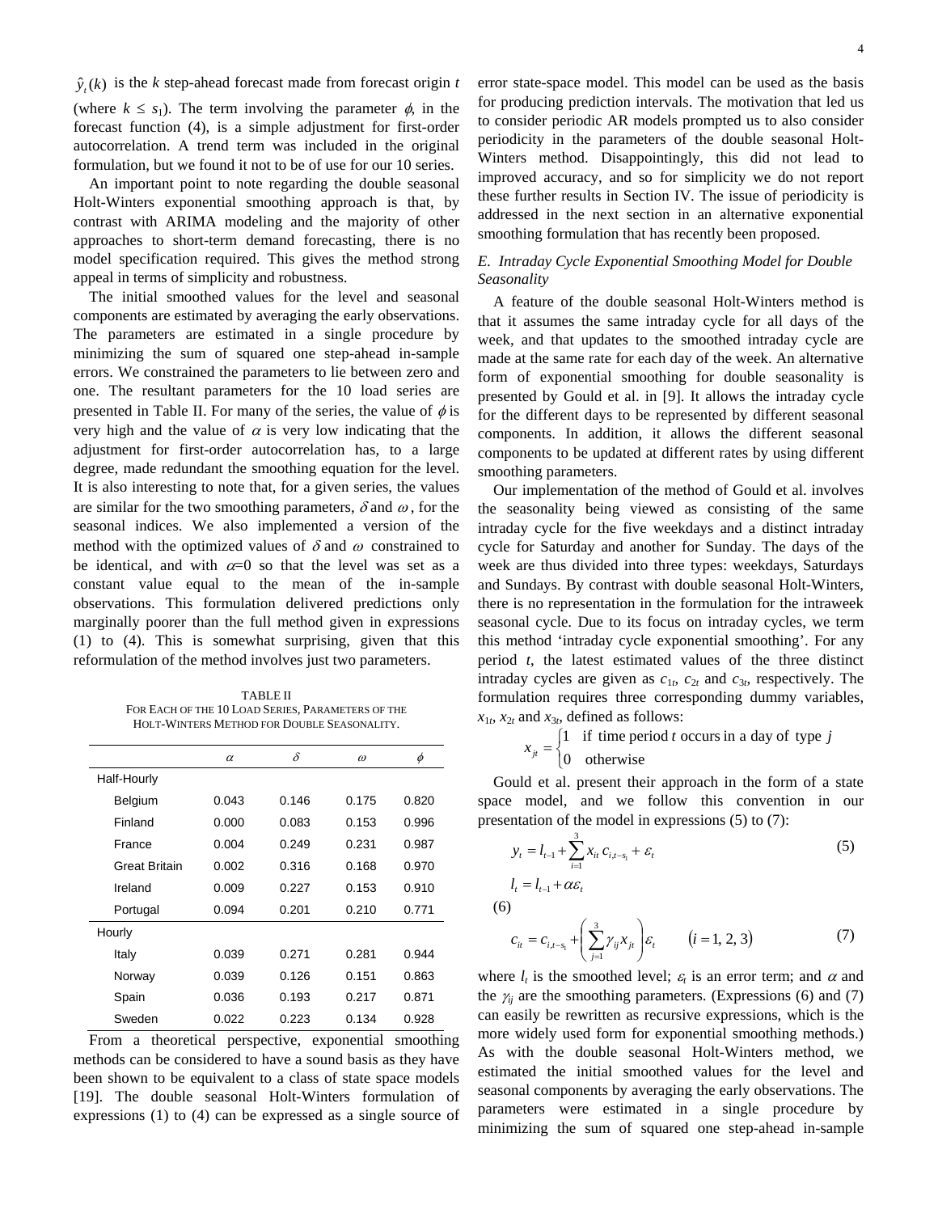$\hat{y}_t(k)$ is the $k$ step-ahead forecast made from forecast origin $t$ (where $k \leq s_1$). The term involving the parameter $\phi$, in the forecast function (4), is a simple adjustment for first-order autocorrelation. A trend term was included in the original formulation, but we found it not to be of use for our 10 series.

An important point to note regarding the double seasonal Holt-Winters exponential smoothing approach is that, by contrast with ARIMA modeling and the majority of other approaches to short-term demand forecasting, there is no model specification required. This gives the method strong appeal in terms of simplicity and robustness.

The initial smoothed values for the level and seasonal components are estimated by averaging the early observations. The parameters are estimated in a single procedure by minimizing the sum of squared one step-ahead in-sample errors. We constrained the parameters to lie between zero and one. The resultant parameters for the 10 load series are presented in Table II. For many of the series, the value of $\phi$ is very high and the value of $\alpha$ is very low indicating that the adjustment for first-order autocorrelation has, to a large degree, made redundant the smoothing equation for the level. It is also interesting to note that, for a given series, the values are similar for the two smoothing parameters, $\delta$ and $\omega$, for the seasonal indices. We also implemented a version of the method with the optimized values of $\delta$ and $\omega$ constrained to be identical, and with $\alpha$=0 so that the level was set as a constant value equal to the mean of the in-sample observations. This formulation delivered predictions only marginally poorer than the full method given in expressions (1) to (4). This is somewhat surprising, given that this reformulation of the method involves just two parameters.

TABLE II
FOR EACH OF THE 10 LOAD SERIES, PARAMETERS OF THE HOLT-WINTERS METHOD FOR DOUBLE SEASONALITY.

| | $\alpha$ | $\delta$ | $\omega$ | $\phi$ |
|---|---|---|---|---|
| Half-Hourly | | | | |
| Belgium | 0.043 | 0.146 | 0.175 | 0.820 |
| Finland | 0.000 | 0.083 | 0.153 | 0.996 |
| France | 0.004 | 0.249 | 0.231 | 0.987 |
| Great Britain | 0.002 | 0.316 | 0.168 | 0.970 |
| Ireland | 0.009 | 0.227 | 0.153 | 0.910 |
| Portugal | 0.094 | 0.201 | 0.210 | 0.771 |
| Hourly | | | | |
| Italy | 0.039 | 0.271 | 0.281 | 0.944 |
| Norway | 0.039 | 0.126 | 0.151 | 0.863 |
| Spain | 0.036 | 0.193 | 0.217 | 0.871 |
| Sweden | 0.022 | 0.223 | 0.134 | 0.928 |

From a theoretical perspective, exponential smoothing methods can be considered to have a sound basis as they have been shown to be equivalent to a class of state space models [19]. The double seasonal Holt-Winters formulation of expressions (1) to (4) can be expressed as a single source of error state-space model. This model can be used as the basis for producing prediction intervals. The motivation that led us to consider periodic AR models prompted us to also consider periodicity in the parameters of the double seasonal Holt-Winters method. Disappointingly, this did not lead to improved accuracy, and so for simplicity we do not report these further results in Section IV. The issue of periodicity is addressed in the next section in an alternative exponential smoothing formulation that has recently been proposed.

### *E. Intraday Cycle Exponential Smoothing Model for Double Seasonality*

A feature of the double seasonal Holt-Winters method is that it assumes the same intraday cycle for all days of the week, and that updates to the smoothed intraday cycle are made at the same rate for each day of the week. An alternative form of exponential smoothing for double seasonality is presented by Gould et al. in [9]. It allows the intraday cycle for the different days to be represented by different seasonal components. In addition, it allows the different seasonal components to be updated at different rates by using different smoothing parameters.

Our implementation of the method of Gould et al. involves the seasonality being viewed as consisting of the same intraday cycle for the five weekdays and a distinct intraday cycle for Saturday and another for Sunday. The days of the week are thus divided into three types: weekdays, Saturdays and Sundays. By contrast with double seasonal Holt-Winters, there is no representation in the formulation for the intraweek seasonal cycle. Due to its focus on intraday cycles, we term this method 'intraday cycle exponential smoothing'. For any period $t$, the latest estimated values of the three distinct intraday cycles are given as $c_{1t}$, $c_{2t}$ and $c_{3t}$, respectively. The formulation requires three corresponding dummy variables, $x_{1t}$, $x_{2t}$ and $x_{3t}$, defined as follows:

$$x_{jt} = \begin{cases} 1 & \text{if time period } t \text{ occurs in a day of type } j \\ 0 & \text{otherwise} \end{cases}$$

Gould et al. present their approach in the form of a state space model, and we follow this convention in our presentation of the model in expressions (5) to (7):

$$y_t = l_{t-1} + \sum_{i=1}^{3} x_{it}\, c_{i,t-s_1} + \varepsilon_t \tag{5}$$

$$l_t = l_{t-1} + \alpha\varepsilon_t \tag{6}$$

$$c_{it} = c_{i,t-s_1} + \left(\sum_{j=1}^{3} \gamma_{ij} x_{jt}\right)\varepsilon_t \qquad (i = 1, 2, 3) \tag{7}$$

where $l_t$ is the smoothed level; $\varepsilon_t$ is an error term; and $\alpha$ and the $\gamma_{ij}$ are the smoothing parameters. (Expressions (6) and (7) can easily be rewritten as recursive expressions, which is the more widely used form for exponential smoothing methods.) As with the double seasonal Holt-Winters method, we estimated the initial smoothed values for the level and seasonal components by averaging the early observations. The parameters were estimated in a single procedure by minimizing the sum of squared one step-ahead in-sample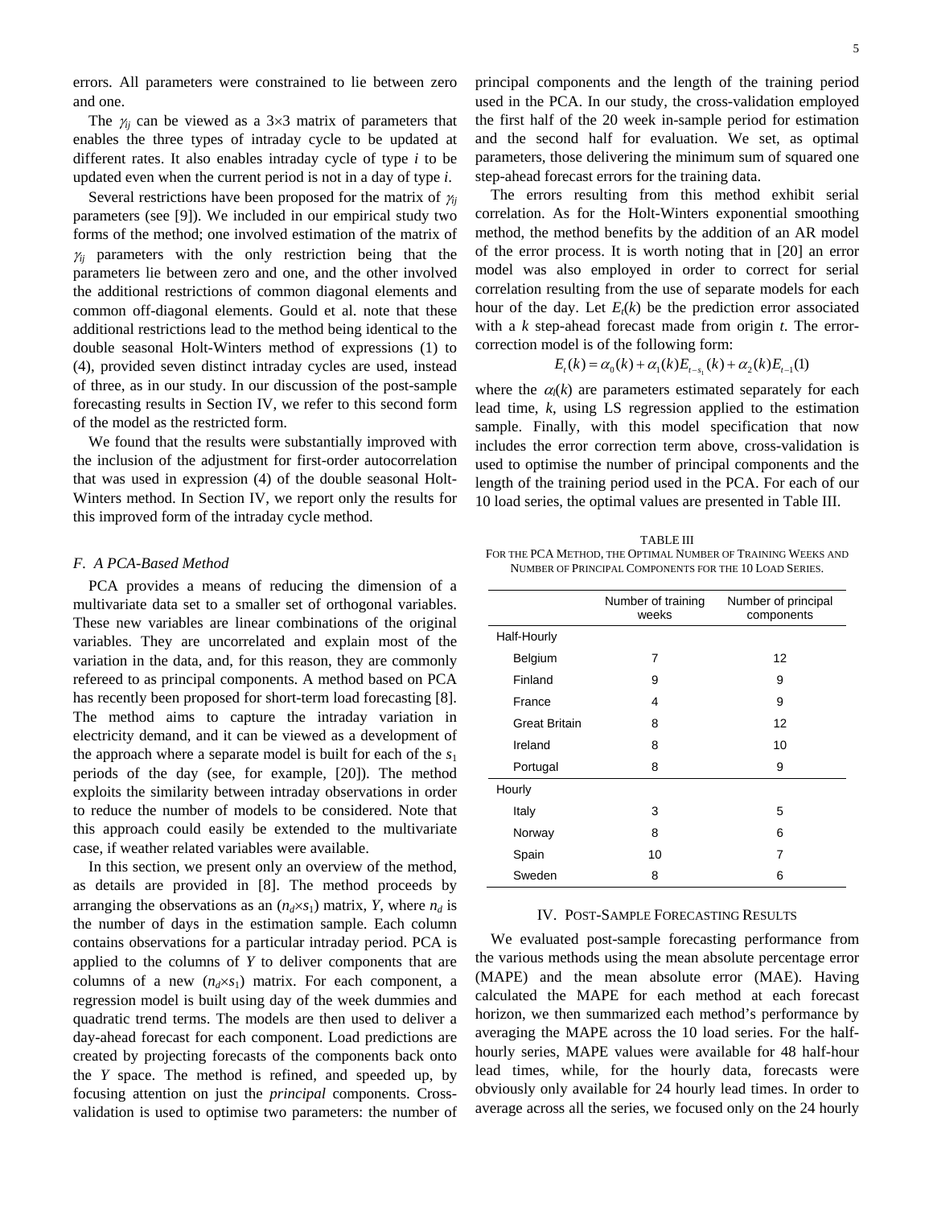errors. All parameters were constrained to lie between zero and one.

The $\gamma_{ij}$ can be viewed as a 3×3 matrix of parameters that enables the three types of intraday cycle to be updated at different rates. It also enables intraday cycle of type $i$ to be updated even when the current period is not in a day of type $i$.

Several restrictions have been proposed for the matrix of $\gamma_{ij}$ parameters (see [9]). We included in our empirical study two forms of the method; one involved estimation of the matrix of $\gamma_{ij}$ parameters with the only restriction being that the parameters lie between zero and one, and the other involved the additional restrictions of common diagonal elements and common off-diagonal elements. Gould et al. note that these additional restrictions lead to the method being identical to the double seasonal Holt-Winters method of expressions (1) to (4), provided seven distinct intraday cycles are used, instead of three, as in our study. In our discussion of the post-sample forecasting results in Section IV, we refer to this second form of the model as the restricted form.

We found that the results were substantially improved with the inclusion of the adjustment for first-order autocorrelation that was used in expression (4) of the double seasonal Holt-Winters method. In Section IV, we report only the results for this improved form of the intraday cycle method.

### F. A PCA-Based Method

PCA provides a means of reducing the dimension of a multivariate data set to a smaller set of orthogonal variables. These new variables are linear combinations of the original variables. They are uncorrelated and explain most of the variation in the data, and, for this reason, they are commonly refereed to as principal components. A method based on PCA has recently been proposed for short-term load forecasting [8]. The method aims to capture the intraday variation in electricity demand, and it can be viewed as a development of the approach where a separate model is built for each of the $s_1$ periods of the day (see, for example, [20]). The method exploits the similarity between intraday observations in order to reduce the number of models to be considered. Note that this approach could easily be extended to the multivariate case, if weather related variables were available.

In this section, we present only an overview of the method, as details are provided in [8]. The method proceeds by arranging the observations as an $(n_d \times s_1)$ matrix, $Y$, where $n_d$ is the number of days in the estimation sample. Each column contains observations for a particular intraday period. PCA is applied to the columns of $Y$ to deliver components that are columns of a new $(n_d \times s_1)$ matrix. For each component, a regression model is built using day of the week dummies and quadratic trend terms. The models are then used to deliver a day-ahead forecast for each component. Load predictions are created by projecting forecasts of the components back onto the $Y$ space. The method is refined, and speeded up, by focusing attention on just the *principal* components. Cross-validation is used to optimise two parameters: the number of principal components and the length of the training period used in the PCA. In our study, the cross-validation employed the first half of the 20 week in-sample period for estimation and the second half for evaluation. We set, as optimal parameters, those delivering the minimum sum of squared one step-ahead forecast errors for the training data.

The errors resulting from this method exhibit serial correlation. As for the Holt-Winters exponential smoothing method, the method benefits by the addition of an AR model of the error process. It is worth noting that in [20] an error model was also employed in order to correct for serial correlation resulting from the use of separate models for each hour of the day. Let $E_t(k)$ be the prediction error associated with a $k$ step-ahead forecast made from origin $t$. The error-correction model is of the following form:

$$E_t(k) = \alpha_0(k) + \alpha_1(k)E_{t-s_1}(k) + \alpha_2(k)E_{t-1}(1)$$

where the $\alpha_l(k)$ are parameters estimated separately for each lead time, $k$, using LS regression applied to the estimation sample. Finally, with this model specification that now includes the error correction term above, cross-validation is used to optimise the number of principal components and the length of the training period used in the PCA. For each of our 10 load series, the optimal values are presented in Table III.

TABLE III
FOR THE PCA METHOD, THE OPTIMAL NUMBER OF TRAINING WEEKS AND NUMBER OF PRINCIPAL COMPONENTS FOR THE 10 LOAD SERIES.

| | Number of training weeks | Number of principal components |
|---|---|---|
| Half-Hourly | | |
| Belgium | 7 | 12 |
| Finland | 9 | 9 |
| France | 4 | 9 |
| Great Britain | 8 | 12 |
| Ireland | 8 | 10 |
| Portugal | 8 | 9 |
| Hourly | | |
| Italy | 3 | 5 |
| Norway | 8 | 6 |
| Spain | 10 | 7 |
| Sweden | 8 | 6 |

## IV. POST-SAMPLE FORECASTING RESULTS

We evaluated post-sample forecasting performance from the various methods using the mean absolute percentage error (MAPE) and the mean absolute error (MAE). Having calculated the MAPE for each method at each forecast horizon, we then summarized each method's performance by averaging the MAPE across the 10 load series. For the half-hourly series, MAPE values were available for 48 half-hour lead times, while, for the hourly data, forecasts were obviously only available for 24 hourly lead times. In order to average across all the series, we focused only on the 24 hourly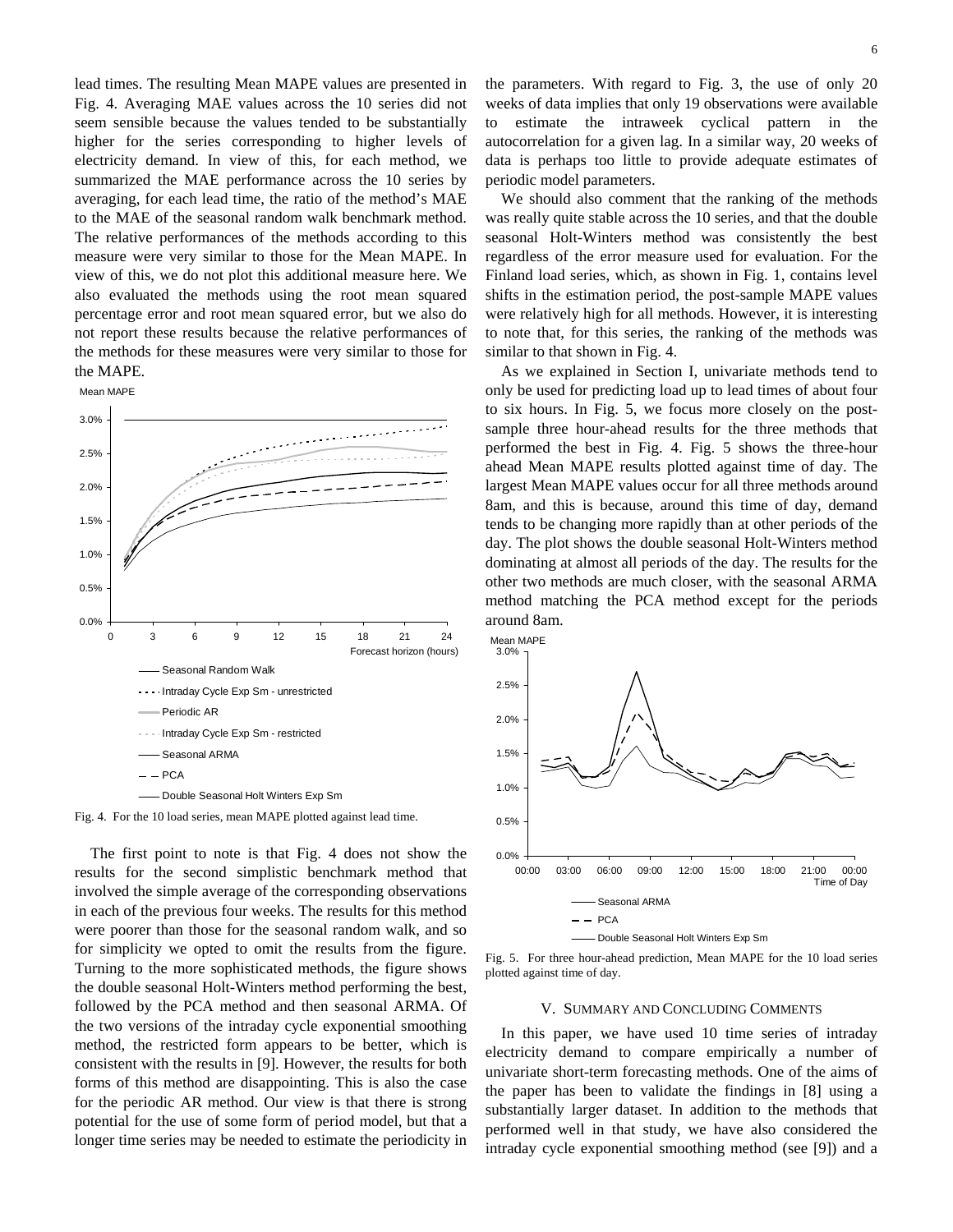lead times. The resulting Mean MAPE values are presented in Fig. 4. Averaging MAE values across the 10 series did not seem sensible because the values tended to be substantially higher for the series corresponding to higher levels of electricity demand. In view of this, for each method, we summarized the MAE performance across the 10 series by averaging, for each lead time, the ratio of the method's MAE to the MAE of the seasonal random walk benchmark method. The relative performances of the methods according to this measure were very similar to those for the Mean MAPE. In view of this, we do not plot this additional measure here. We also evaluated the methods using the root mean squared percentage error and root mean squared error, but we also do not report these results because the relative performances of the methods for these measures were very similar to those for the MAPE.

Fig. 4. For the 10 load series, mean MAPE plotted against lead time.

The first point to note is that Fig. 4 does not show the results for the second simplistic benchmark method that involved the simple average of the corresponding observations in each of the previous four weeks. The results for this method were poorer than those for the seasonal random walk, and so for simplicity we opted to omit the results from the figure. Turning to the more sophisticated methods, the figure shows the double seasonal Holt-Winters method performing the best, followed by the PCA method and then seasonal ARMA. Of the two versions of the intraday cycle exponential smoothing method, the restricted form appears to be better, which is consistent with the results in [9]. However, the results for both forms of this method are disappointing. This is also the case for the periodic AR method. Our view is that there is strong potential for the use of some form of period model, but that a longer time series may be needed to estimate the periodicity in the parameters. With regard to Fig. 3, the use of only 20 weeks of data implies that only 19 observations were available to estimate the intraweek cyclical pattern in the autocorrelation for a given lag. In a similar way, 20 weeks of data is perhaps too little to provide adequate estimates of periodic model parameters.

We should also comment that the ranking of the methods was really quite stable across the 10 series, and that the double seasonal Holt-Winters method was consistently the best regardless of the error measure used for evaluation. For the Finland load series, which, as shown in Fig. 1, contains level shifts in the estimation period, the post-sample MAPE values were relatively high for all methods. However, it is interesting to note that, for this series, the ranking of the methods was similar to that shown in Fig. 4.

As we explained in Section I, univariate methods tend to only be used for predicting load up to lead times of about four to six hours. In Fig. 5, we focus more closely on the post-sample three hour-ahead results for the three methods that performed the best in Fig. 4. Fig. 5 shows the three-hour ahead Mean MAPE results plotted against time of day. The largest Mean MAPE values occur for all three methods around 8am, and this is because, around this time of day, demand tends to be changing more rapidly than at other periods of the day. The plot shows the double seasonal Holt-Winters method dominating at almost all periods of the day. The results for the other two methods are much closer, with the seasonal ARMA method matching the PCA method except for the periods around 8am.

Fig. 5. For three hour-ahead prediction, Mean MAPE for the 10 load series plotted against time of day.

## V. Summary and Concluding Comments

In this paper, we have used 10 time series of intraday electricity demand to compare empirically a number of univariate short-term forecasting methods. One of the aims of the paper has been to validate the findings in [8] using a substantially larger dataset. In addition to the methods that performed well in that study, we have also considered the intraday cycle exponential smoothing method (see [9]) and a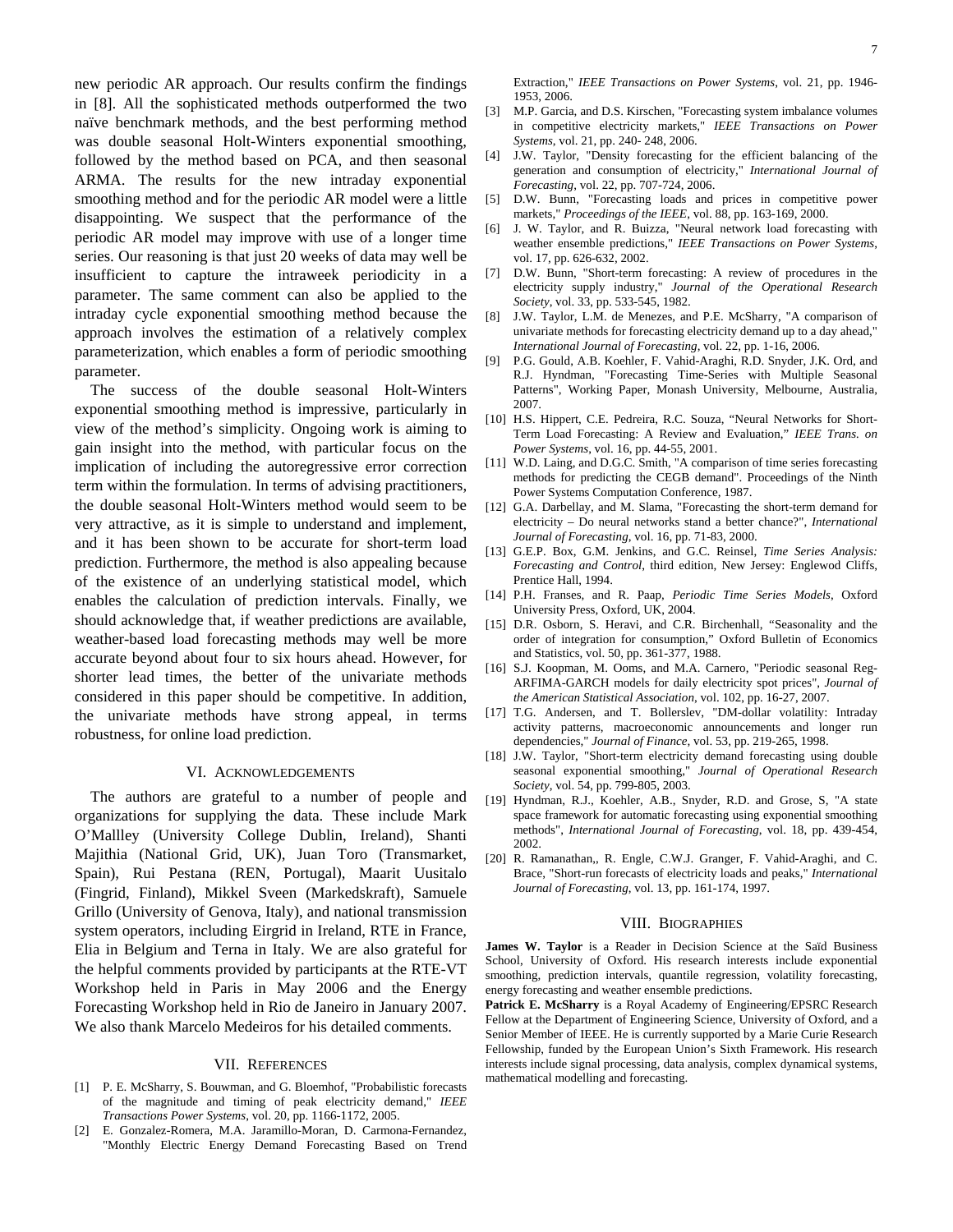new periodic AR approach. Our results confirm the findings in [8]. All the sophisticated methods outperformed the two naïve benchmark methods, and the best performing method was double seasonal Holt-Winters exponential smoothing, followed by the method based on PCA, and then seasonal ARMA. The results for the new intraday exponential smoothing method and for the periodic AR model were a little disappointing. We suspect that the performance of the periodic AR model may improve with use of a longer time series. Our reasoning is that just 20 weeks of data may well be insufficient to capture the intraweek periodicity in a parameter. The same comment can also be applied to the intraday cycle exponential smoothing method because the approach involves the estimation of a relatively complex parameterization, which enables a form of periodic smoothing parameter.

The success of the double seasonal Holt-Winters exponential smoothing method is impressive, particularly in view of the method's simplicity. Ongoing work is aiming to gain insight into the method, with particular focus on the implication of including the autoregressive error correction term within the formulation. In terms of advising practitioners, the double seasonal Holt-Winters method would seem to be very attractive, as it is simple to understand and implement, and it has been shown to be accurate for short-term load prediction. Furthermore, the method is also appealing because of the existence of an underlying statistical model, which enables the calculation of prediction intervals. Finally, we should acknowledge that, if weather predictions are available, weather-based load forecasting methods may well be more accurate beyond about four to six hours ahead. However, for shorter lead times, the better of the univariate methods considered in this paper should be competitive. In addition, the univariate methods have strong appeal, in terms robustness, for online load prediction.

## VI. Acknowledgements

The authors are grateful to a number of people and organizations for supplying the data. These include Mark O'Mallley (University College Dublin, Ireland), Shanti Majithia (National Grid, UK), Juan Toro (Transmarket, Spain), Rui Pestana (REN, Portugal), Maarit Uusitalo (Fingrid, Finland), Mikkel Sveen (Markedskraft), Samuele Grillo (University of Genova, Italy), and national transmission system operators, including Eirgrid in Ireland, RTE in France, Elia in Belgium and Terna in Italy. We are also grateful for the helpful comments provided by participants at the RTE-VT Workshop held in Paris in May 2006 and the Energy Forecasting Workshop held in Rio de Janeiro in January 2007. We also thank Marcelo Medeiros for his detailed comments.

## VII. References

[1] P. E. McSharry, S. Bouwman, and G. Bloemhof, "Probabilistic forecasts of the magnitude and timing of peak electricity demand," *IEEE Transactions Power Systems*, vol. 20, pp. 1166-1172, 2005.

[2] E. Gonzalez-Romera, M.A. Jaramillo-Moran, D. Carmona-Fernandez, "Monthly Electric Energy Demand Forecasting Based on Trend Extraction," *IEEE Transactions on Power Systems*, vol. 21, pp. 1946-1953, 2006.

[3] M.P. Garcia, and D.S. Kirschen, "Forecasting system imbalance volumes in competitive electricity markets," *IEEE Transactions on Power Systems*, vol. 21, pp. 240- 248, 2006.

[4] J.W. Taylor, "Density forecasting for the efficient balancing of the generation and consumption of electricity," *International Journal of Forecasting*, vol. 22, pp. 707-724, 2006.

[5] D.W. Bunn, "Forecasting loads and prices in competitive power markets," *Proceedings of the IEEE*, vol. 88, pp. 163-169, 2000.

[6] J. W. Taylor, and R. Buizza, "Neural network load forecasting with weather ensemble predictions," *IEEE Transactions on Power Systems*, vol. 17, pp. 626-632, 2002.

[7] D.W. Bunn, "Short-term forecasting: A review of procedures in the electricity supply industry," *Journal of the Operational Research Society*, vol. 33, pp. 533-545, 1982.

[8] J.W. Taylor, L.M. de Menezes, and P.E. McSharry, "A comparison of univariate methods for forecasting electricity demand up to a day ahead," *International Journal of Forecasting*, vol. 22, pp. 1-16, 2006.

[9] P.G. Gould, A.B. Koehler, F. Vahid-Araghi, R.D. Snyder, J.K. Ord, and R.J. Hyndman, "Forecasting Time-Series with Multiple Seasonal Patterns", Working Paper, Monash University, Melbourne, Australia, 2007.

[10] H.S. Hippert, C.E. Pedreira, R.C. Souza, "Neural Networks for Short-Term Load Forecasting: A Review and Evaluation," *IEEE Trans. on Power Systems*, vol. 16, pp. 44-55, 2001.

[11] W.D. Laing, and D.G.C. Smith, "A comparison of time series forecasting methods for predicting the CEGB demand". Proceedings of the Ninth Power Systems Computation Conference, 1987.

[12] G.A. Darbellay, and M. Slama, "Forecasting the short-term demand for electricity – Do neural networks stand a better chance?", *International Journal of Forecasting*, vol. 16, pp. 71-83, 2000.

[13] G.E.P. Box, G.M. Jenkins, and G.C. Reinsel, *Time Series Analysis: Forecasting and Control*, third edition, New Jersey: Englewod Cliffs, Prentice Hall, 1994.

[14] P.H. Franses, and R. Paap, *Periodic Time Series Models*, Oxford University Press, Oxford, UK, 2004.

[15] D.R. Osborn, S. Heravi, and C.R. Birchenhall, "Seasonality and the order of integration for consumption," Oxford Bulletin of Economics and Statistics, vol. 50, pp. 361-377, 1988.

[16] S.J. Koopman, M. Ooms, and M.A. Carnero, "Periodic seasonal Reg-ARFIMA-GARCH models for daily electricity spot prices", *Journal of the American Statistical Association*, vol. 102, pp. 16-27, 2007.

[17] T.G. Andersen, and T. Bollerslev, "DM-dollar volatility: Intraday activity patterns, macroeconomic announcements and longer run dependencies," *Journal of Finance*, vol. 53, pp. 219-265, 1998.

[18] J.W. Taylor, "Short-term electricity demand forecasting using double seasonal exponential smoothing," *Journal of Operational Research Society*, vol. 54, pp. 799-805, 2003.

[19] Hyndman, R.J., Koehler, A.B., Snyder, R.D. and Grose, S, "A state space framework for automatic forecasting using exponential smoothing methods", *International Journal of Forecasting*, vol. 18, pp. 439-454, 2002.

[20] R. Ramanathan,, R. Engle, C.W.J. Granger, F. Vahid-Araghi, and C. Brace, "Short-run forecasts of electricity loads and peaks," *International Journal of Forecasting*, vol. 13, pp. 161-174, 1997.

## VIII. Biographies

**James W. Taylor** is a Reader in Decision Science at the Saïd Business School, University of Oxford. His research interests include exponential smoothing, prediction intervals, quantile regression, volatility forecasting, energy forecasting and weather ensemble predictions.

**Patrick E. McSharry** is a Royal Academy of Engineering/EPSRC Research Fellow at the Department of Engineering Science, University of Oxford, and a Senior Member of IEEE. He is currently supported by a Marie Curie Research Fellowship, funded by the European Union's Sixth Framework. His research interests include signal processing, data analysis, complex dynamical systems, mathematical modelling and forecasting.